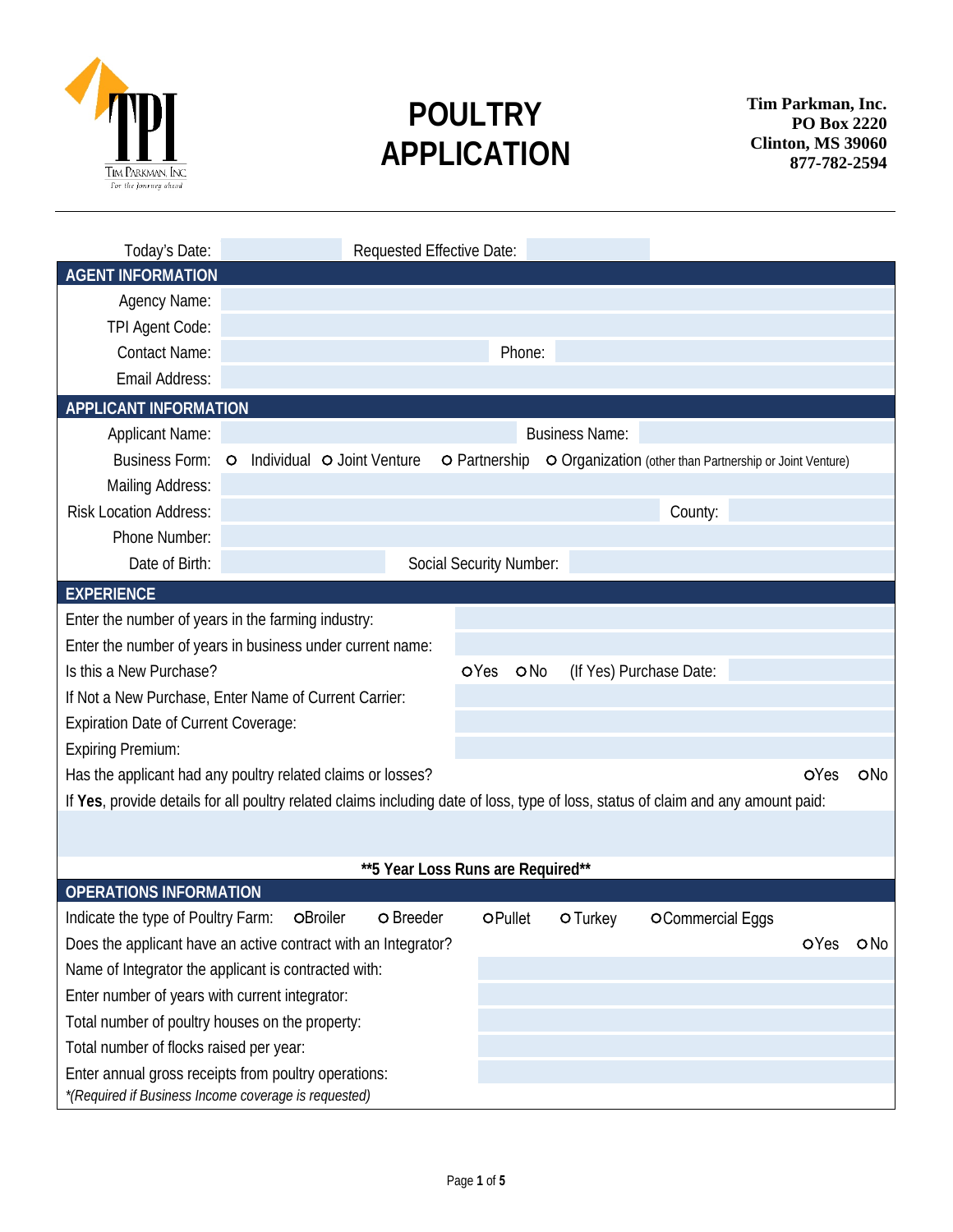# POULTRY APPLICATION

**Tim Parkman, Inc.**
**PO Box 2220**
**Clinton, MS 39060**
**877-782-2594**

---

Today's Date: ______ Requested Effective Date: ______

## AGENT INFORMATION

| | | | |
|---|---|---|---|
| Agency Name: | | | |
| TPI Agent Code: | | | |
| Contact Name: | | Phone: | |
| Email Address: | | | |

## APPLICANT INFORMATION

| | | | |
|---|---|---|---|
| Applicant Name: | | Business Name: | |
| Business Form: | ○ Individual ○ Joint Venture ○ Partnership ○ Organization (other than Partnership or Joint Venture) | | |
| Mailing Address: | | | |
| Risk Location Address: | | County: | |
| Phone Number: | | | |
| Date of Birth: | | Social Security Number: | |

## EXPERIENCE

| | |
|---|---|
| Enter the number of years in the farming industry: | |
| Enter the number of years in business under current name: | |
| Is this a New Purchase? | ○Yes ○No (If Yes) Purchase Date: |
| If Not a New Purchase, Enter Name of Current Carrier: | |
| Expiration Date of Current Coverage: | |
| Expiring Premium: | |
| Has the applicant had any poultry related claims or losses? | ○Yes ○No |

If **Yes**, provide details for all poultry related claims including date of loss, type of loss, status of claim and any amount paid:

**\*\*5 Year Loss Runs are Required\*\***

## OPERATIONS INFORMATION

| | |
|---|---|
| Indicate the type of Poultry Farm: | ○Broiler ○ Breeder ○Pullet ○ Turkey ○Commercial Eggs |
| Does the applicant have an active contract with an Integrator? | ○Yes ○No |
| Name of Integrator the applicant is contracted with: | |
| Enter number of years with current integrator: | |
| Total number of poultry houses on the property: | |
| Total number of flocks raised per year: | |
| Enter annual gross receipts from poultry operations: *\*(Required if Business Income coverage is requested)* | |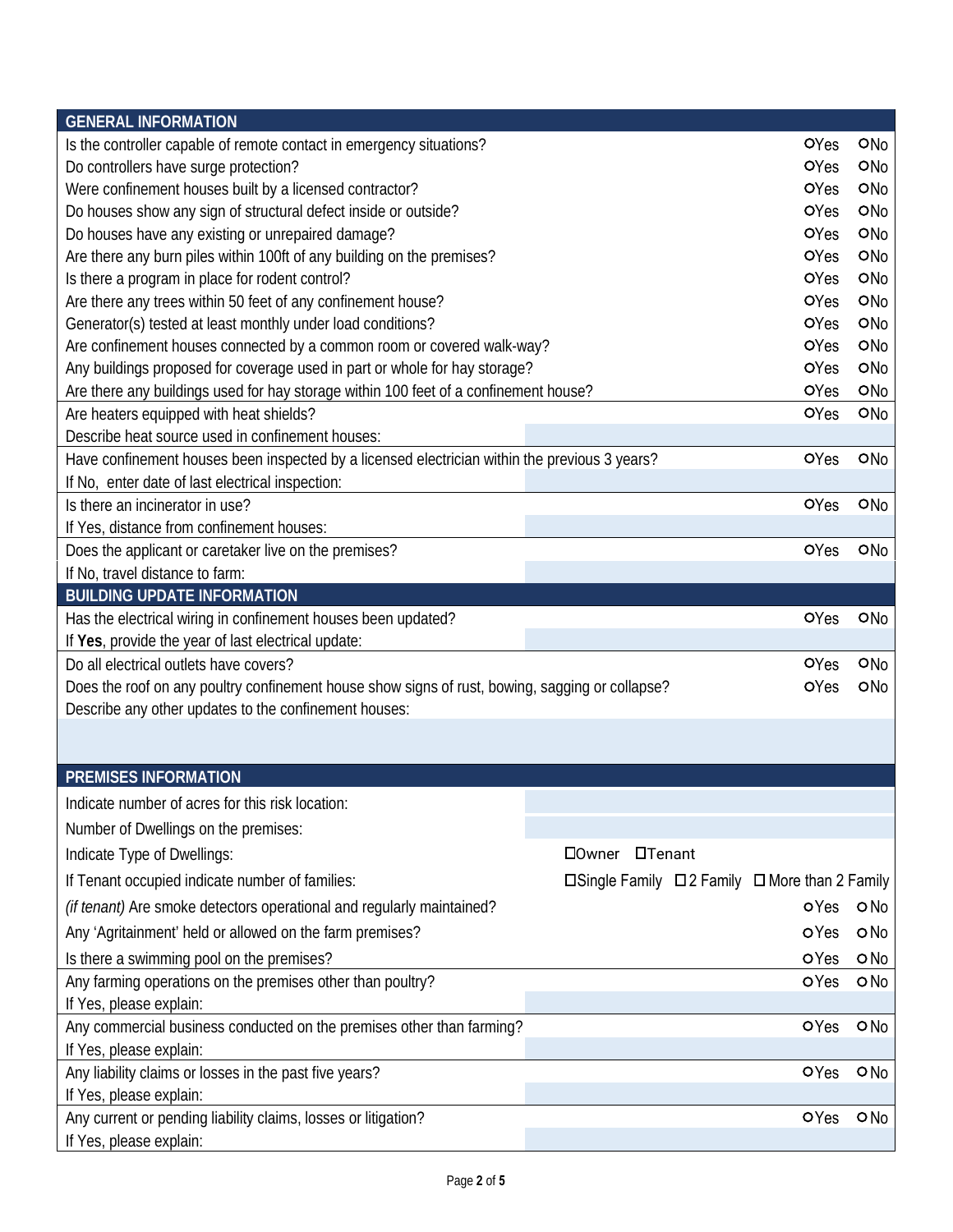## GENERAL INFORMATION

| Question | Yes | No |
|---|---|---|
| Is the controller capable of remote contact in emergency situations? | ○Yes | ○No |
| Do controllers have surge protection? | ○Yes | ○No |
| Were confinement houses built by a licensed contractor? | ○Yes | ○No |
| Do houses show any sign of structural defect inside or outside? | ○Yes | ○No |
| Do houses have any existing or unrepaired damage? | ○Yes | ○No |
| Are there any burn piles within 100ft of any building on the premises? | ○Yes | ○No |
| Is there a program in place for rodent control? | ○Yes | ○No |
| Are there any trees within 50 feet of any confinement house? | ○Yes | ○No |
| Generator(s) tested at least monthly under load conditions? | ○Yes | ○No |
| Are confinement houses connected by a common room or covered walk-way? | ○Yes | ○No |
| Any buildings proposed for coverage used in part or whole for hay storage? | ○Yes | ○No |
| Are there any buildings used for hay storage within 100 feet of a confinement house? | ○Yes | ○No |
| Are heaters equipped with heat shields? | ○Yes | ○No |
| Describe heat source used in confinement houses: | | |
| Have confinement houses been inspected by a licensed electrician within the previous 3 years? | ○Yes | ○No |
| If No, enter date of last electrical inspection: | | |
| Is there an incinerator in use? | ○Yes | ○No |
| If Yes, distance from confinement houses: | | |
| Does the applicant or caretaker live on the premises? | ○Yes | ○No |
| If No, travel distance to farm: | | |

## BUILDING UPDATE INFORMATION

| Question | Yes | No |
|---|---|---|
| Has the electrical wiring in confinement houses been updated? | ○Yes | ○No |
| If **Yes**, provide the year of last electrical update: | | |
| Do all electrical outlets have covers? | ○Yes | ○No |
| Does the roof on any poultry confinement house show signs of rust, bowing, sagging or collapse? | ○Yes | ○No |
| Describe any other updates to the confinement houses: | | |

## PREMISES INFORMATION

| Question | Response | |
|---|---|---|
| Indicate number of acres for this risk location: | | |
| Number of Dwellings on the premises: | | |
| Indicate Type of Dwellings: | ☐Owner ☐Tenant | |
| If Tenant occupied indicate number of families: | ☐Single Family ☐2 Family ☐More than 2 Family | |
| *(if tenant)* Are smoke detectors operational and regularly maintained? | ○Yes | ○No |
| Any 'Agritainment' held or allowed on the farm premises? | ○Yes | ○No |
| Is there a swimming pool on the premises? | ○Yes | ○No |
| Any farming operations on the premises other than poultry? | ○Yes | ○No |
| If Yes, please explain: | | |
| Any commercial business conducted on the premises other than farming? | ○Yes | ○No |
| If Yes, please explain: | | |
| Any liability claims or losses in the past five years? | ○Yes | ○No |
| If Yes, please explain: | | |
| Any current or pending liability claims, losses or litigation? | ○Yes | ○No |
| If Yes, please explain: | | |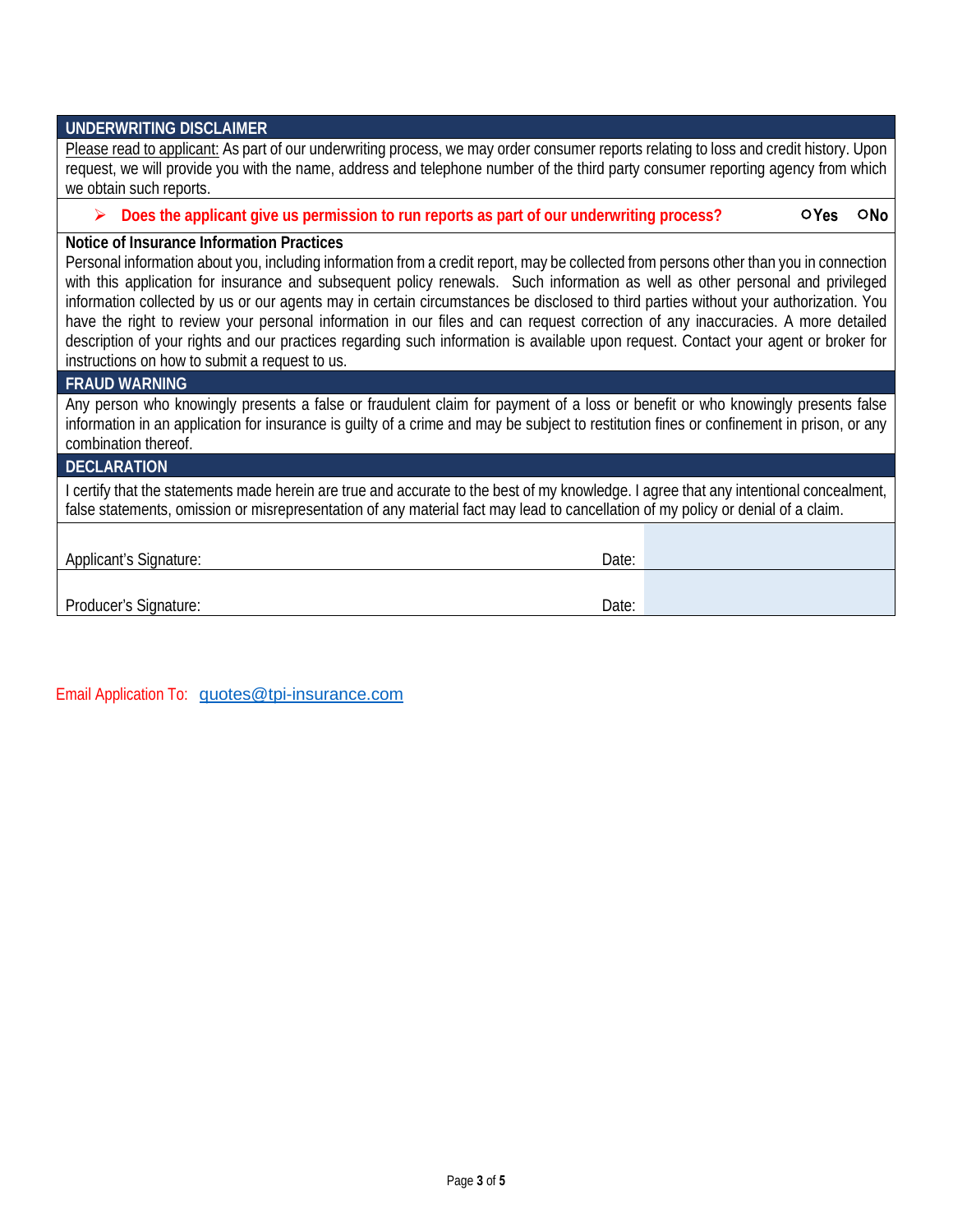## UNDERWRITING DISCLAIMER

Please read to applicant: As part of our underwriting process, we may order consumer reports relating to loss and credit history. Upon request, we will provide you with the name, address and telephone number of the third party consumer reporting agency from which we obtain such reports.

- **Does the applicant give us permission to run reports as part of our underwriting process?** ○ **Yes** ○ **No**

**Notice of Insurance Information Practices**

Personal information about you, including information from a credit report, may be collected from persons other than you in connection with this application for insurance and subsequent policy renewals. Such information as well as other personal and privileged information collected by us or our agents may in certain circumstances be disclosed to third parties without your authorization. You have the right to review your personal information in our files and can request correction of any inaccuracies. A more detailed description of your rights and our practices regarding such information is available upon request. Contact your agent or broker for instructions on how to submit a request to us.

## FRAUD WARNING

Any person who knowingly presents a false or fraudulent claim for payment of a loss or benefit or who knowingly presents false information in an application for insurance is guilty of a crime and may be subject to restitution fines or confinement in prison, or any combination thereof.

## DECLARATION

I certify that the statements made herein are true and accurate to the best of my knowledge. I agree that any intentional concealment, false statements, omission or misrepresentation of any material fact may lead to cancellation of my policy or denial of a claim.

| | | |
|---|---|---|
| Applicant's Signature: | Date: | |
| Producer's Signature: | Date: | |

Email Application To: quotes@tpi-insurance.com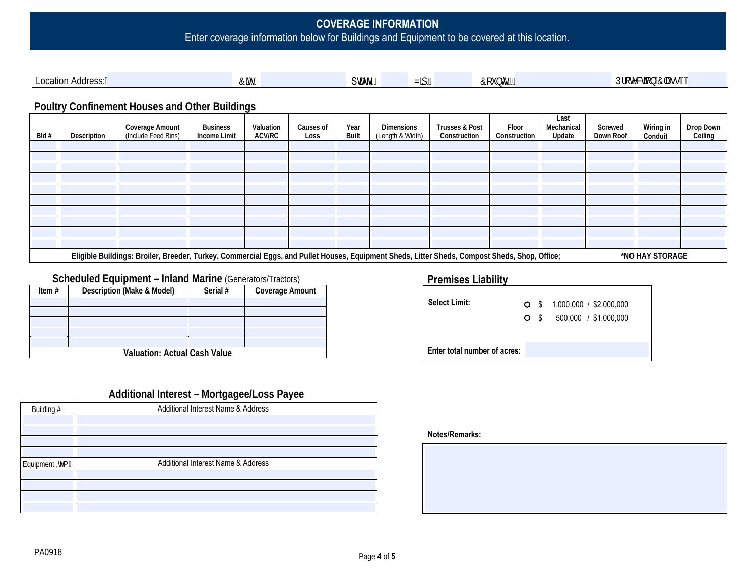## COVERAGE INFORMATION

Enter coverage information below for Buildings and Equipment to be covered at this location.

Location Address: City: State: Zip: County: Protection Class:

### Poultry Confinement Houses and Other Buildings

| Bld # | Description | Coverage Amount (Include Feed Bins) | Business Income Limit | Valuation ACV/RC | Causes of Loss | Year Built | Dimensions (Length & Width) | Trusses & Post Construction | Floor Construction | Last Mechanical Update | Screwed Down Roof | Wiring in Conduit | Drop Down Ceiling |
|---|---|---|---|---|---|---|---|---|---|---|---|---|---|
| | | | | | | | | | | | | | |
| | | | | | | | | | | | | | |
| | | | | | | | | | | | | | |
| | | | | | | | | | | | | | |
| | | | | | | | | | | | | | |
| | | | | | | | | | | | | | |
| | | | | | | | | | | | | | |
| | | | | | | | | | | | | | |
| | | | | | | | | | | | | | |
| | | | | | | | | | | | | | |

**Eligible Buildings: Broiler, Breeder, Turkey, Commercial Eggs, and Pullet Houses, Equipment Sheds, Litter Sheds, Compost Sheds, Shop, Office;** **\*NO HAY STORAGE**

### Scheduled Equipment – Inland Marine (Generators/Tractors)

| Item # | Description (Make & Model) | Serial # | Coverage Amount |
|---|---|---|---|
| | | | |
| | | | |
| | | | |
| | | | |
| | | | |

**Valuation: Actual Cash Value**

### Premises Liability

**Select Limit:**

- $ 1,000,000 / $2,000,000
- $ 500,000 / $1,000,000

**Enter total number of acres:**

### Additional Interest – Mortgagee/Loss Payee

| Building # | Additional Interest Name & Address |
|---|---|
| | |
| | |
| | |
| | |

| Equipment Item # | Additional Interest Name & Address |
|---|---|
| | |
| | |
| | |
| | |

**Notes/Remarks:**

PA0918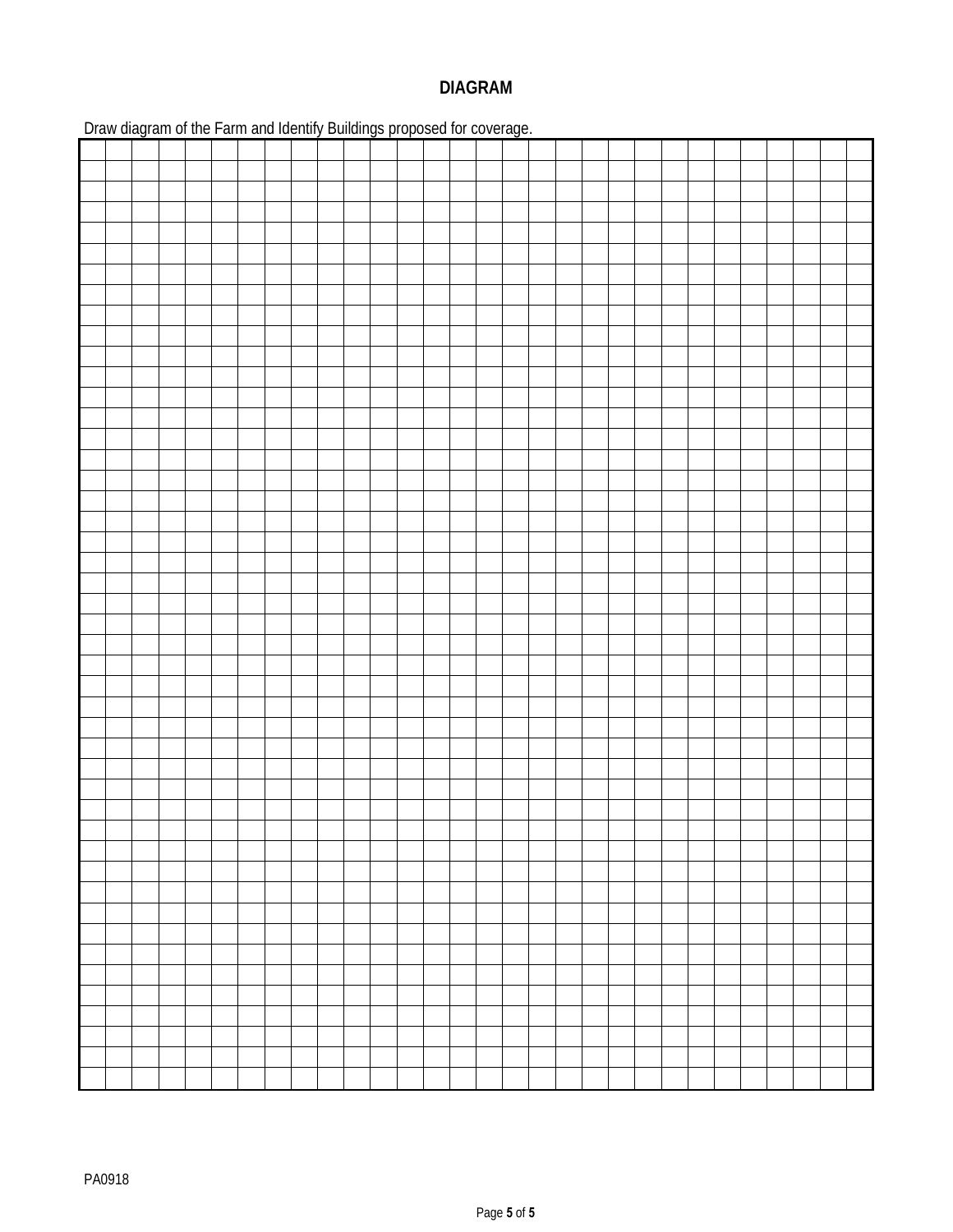## DIAGRAM

Draw diagram of the Farm and Identify Buildings proposed for coverage.

PA0918